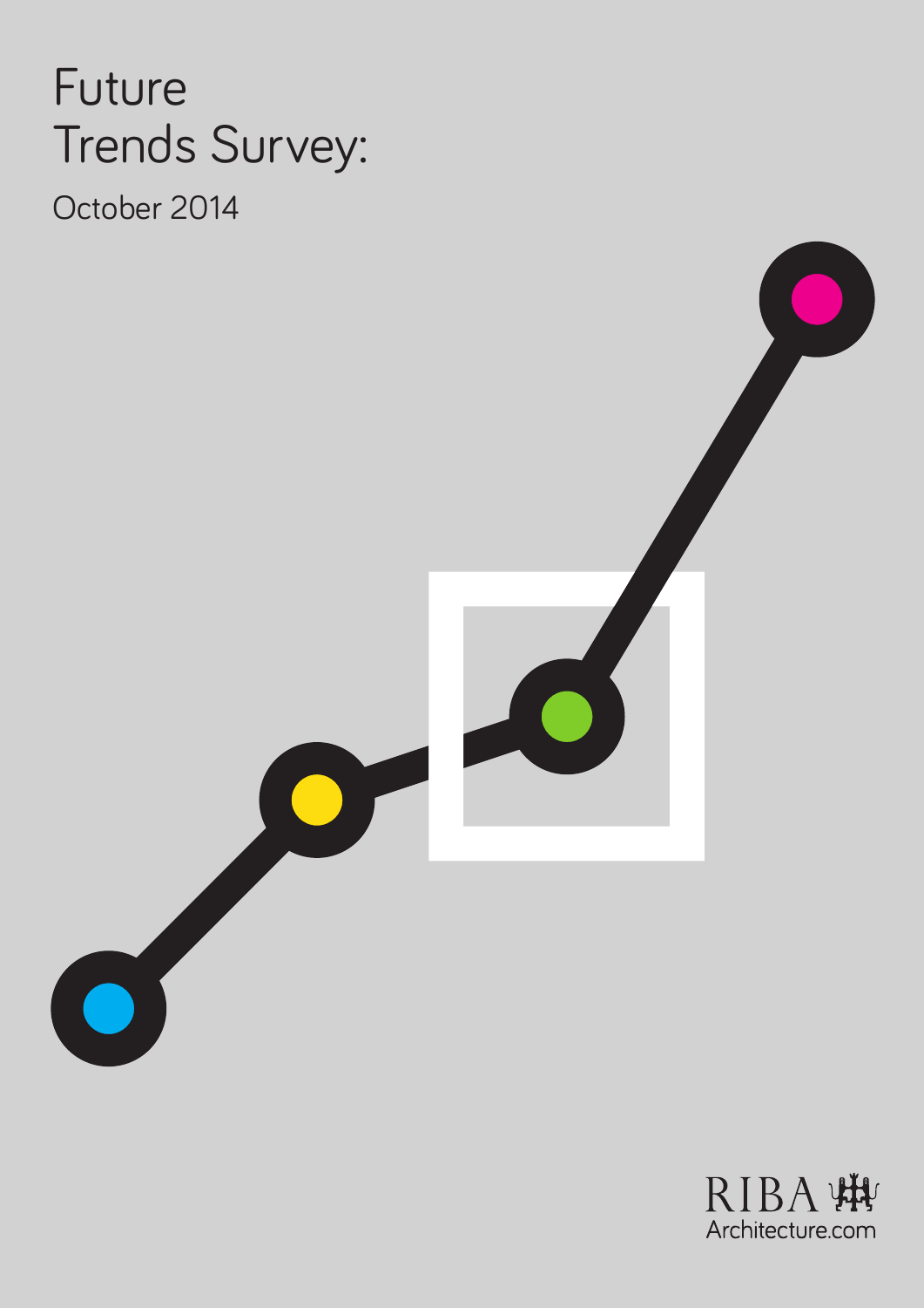# Future Trends Survey:

October 2014

RIBA
Architecture.com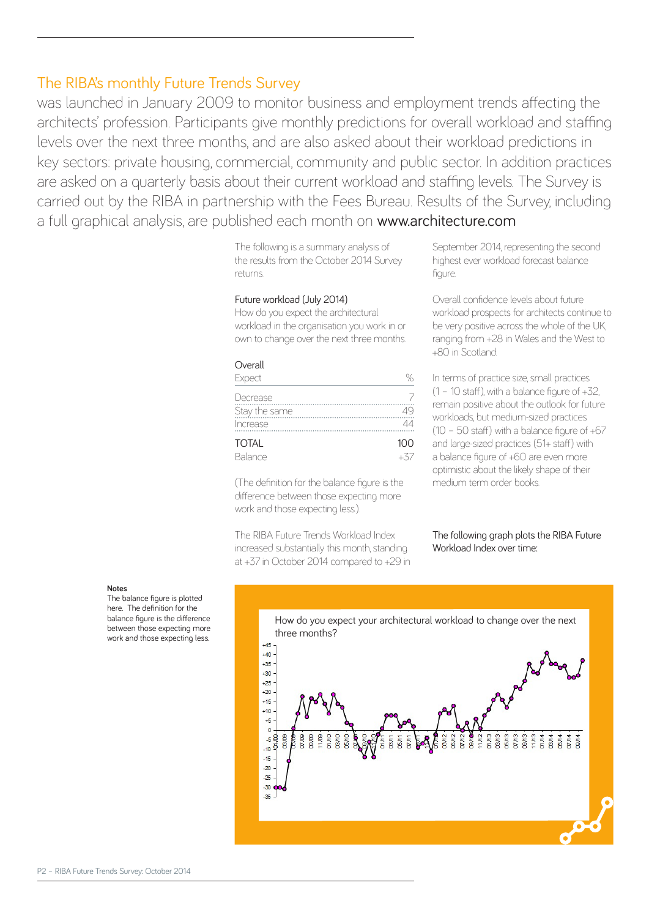## The RIBA's monthly Future Trends Survey

was launched in January 2009 to monitor business and employment trends affecting the architects' profession. Participants give monthly predictions for overall workload and staffing levels over the next three months, and are also asked about their workload predictions in key sectors: private housing, commercial, community and public sector. In addition practices are asked on a quarterly basis about their current workload and staffing levels. The Survey is carried out by the RIBA in partnership with the Fees Bureau. Results of the Survey, including a full graphical analysis, are published each month on www.architecture.com

The following is a summary analysis of the results from the October 2014 Survey returns.

### Future workload (July 2014)

How do you expect the architectural workload in the organisation you work in or own to change over the next three months.

**Overall**

| Expect | % |
|---|---|
| Decrease | 7 |
| Stay the same | 49 |
| Increase | 44 |
| TOTAL | 100 |
| Balance | +37 |

(The definition for the balance figure is the difference between those expecting more work and those expecting less.)

The RIBA Future Trends Workload Index increased substantially this month, standing at +37 in October 2014 compared to +29 in September 2014, representing the second highest ever workload forecast balance figure.

Overall confidence levels about future workload prospects for architects continue to be very positive across the whole of the UK, ranging from +28 in Wales and the West to +80 in Scotland.

In terms of practice size, small practices (1 – 10 staff), with a balance figure of +32, remain positive about the outlook for future workloads, but medium-sized practices (10 – 50 staff) with a balance figure of +67 and large-sized practices (51+ staff) with a balance figure of +60 are even more optimistic about the likely shape of their medium term order books.

The following graph plots the RIBA Future Workload Index over time:

**Notes**
The balance figure is plotted here. The definition for the balance figure is the difference between those expecting more work and those expecting less.

How do you expect your architectural workload to change over the next three months?

+45, +40, +35, +30, +25, +20, +15, +10, +5, 0, -5, -10, -15, -20, -25, -30, -35

01/09, 03/09, 05/09, 07/09, 09/09, 11/09, 01/10, 03/10, 05/10, 07/10, 09/10, 11/10, 01/11, 03/11, 05/11, 07/11, 09/11, 11/11, 01/12, 03/12, 05/12, 07/12, 09/12, 11/12, 01/13, 03/13, 05/13, 07/13, 09/13, 11/13, 01/14, 03/14, 05/14, 07/14, 09/14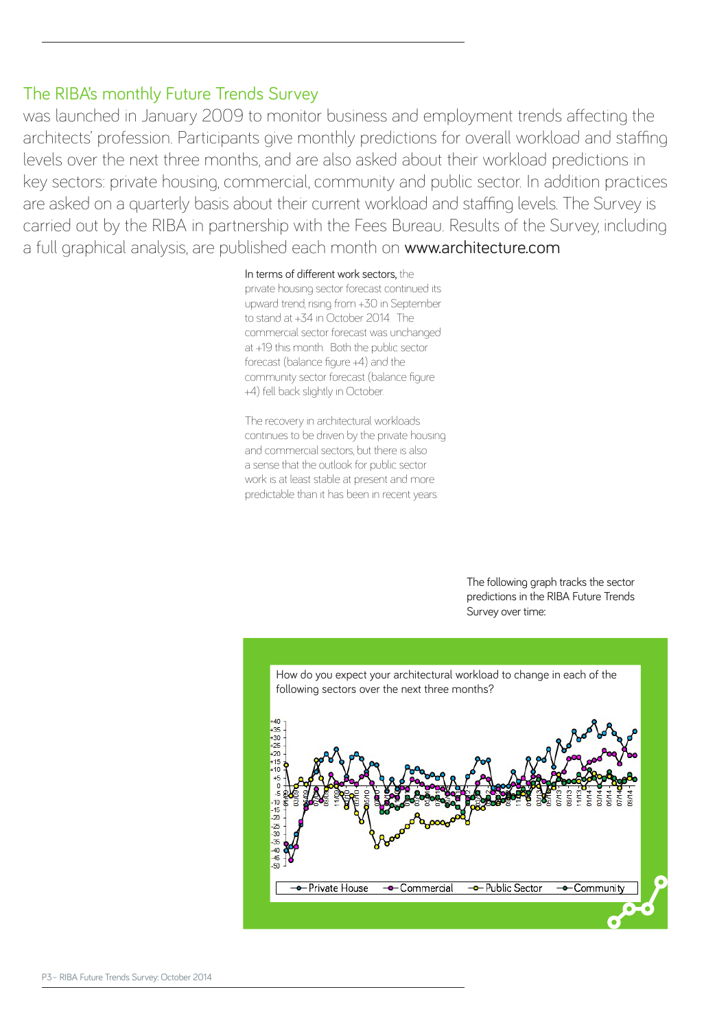## The RIBA's monthly Future Trends Survey

was launched in January 2009 to monitor business and employment trends affecting the architects' profession. Participants give monthly predictions for overall workload and staffing levels over the next three months, and are also asked about their workload predictions in key sectors: private housing, commercial, community and public sector. In addition practices are asked on a quarterly basis about their current workload and staffing levels. The Survey is carried out by the RIBA in partnership with the Fees Bureau. Results of the Survey, including a full graphical analysis, are published each month on www.architecture.com

In terms of different work sectors, the private housing sector forecast continued its upward trend, rising from +30 in September to stand at +34 in October 2014. The commercial sector forecast was unchanged at +19 this month. Both the public sector forecast (balance figure +4) and the community sector forecast (balance figure +4) fell back slightly in October.

The recovery in architectural workloads continues to be driven by the private housing and commercial sectors, but there is also a sense that the outlook for public sector work is at least stable at present and more predictable than it has been in recent years.

The following graph tracks the sector predictions in the RIBA Future Trends Survey over time:

How do you expect your architectural workload to change in each of the following sectors over the next three months?

+40
+35
+30
+25
+20
+15
+10
+5
0
-5
-10
-15
-20
-25
-30
-35
-40
-45
-50

01/09, 03/09, 05/09, 07/09, 09/09, 11/09, 01/10, 03/10, 05/10, 07/10, 09/10, 11/10, 01/11, 03/11, 05/11, 07/11, 09/11, 11/11, 01/12, 03/12, 05/12, 07/12, 09/12, 11/12, 01/13, 03/13, 05/13, 07/13, 09/13, 11/13, 01/14, 03/14, 05/14, 07/14, 09/14

Private House | Commercial | Public Sector | Community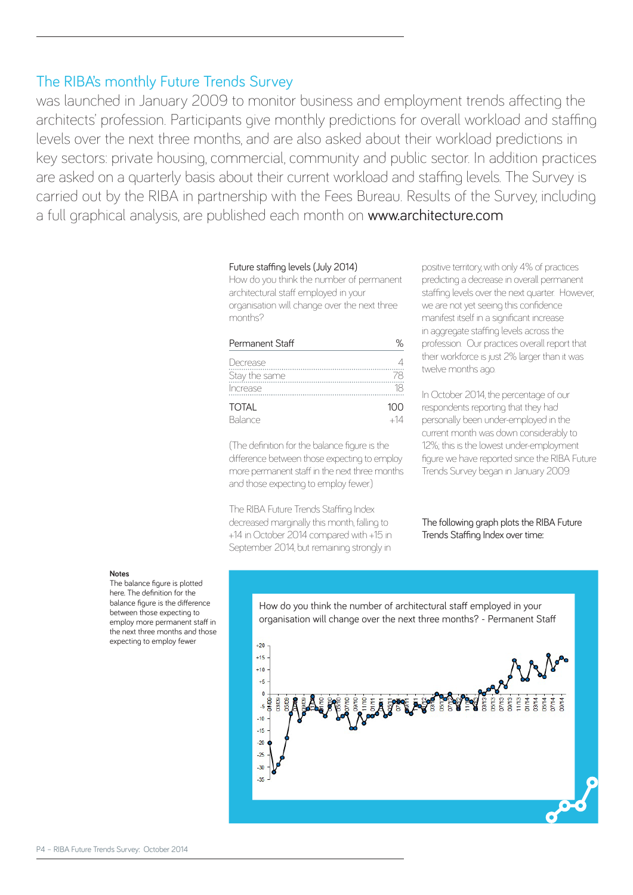## The RIBA's monthly Future Trends Survey

was launched in January 2009 to monitor business and employment trends affecting the architects' profession. Participants give monthly predictions for overall workload and staffing levels over the next three months, and are also asked about their workload predictions in key sectors: private housing, commercial, community and public sector. In addition practices are asked on a quarterly basis about their current workload and staffing levels. The Survey is carried out by the RIBA in partnership with the Fees Bureau. Results of the Survey, including a full graphical analysis, are published each month on **www.architecture.com**

Future staffing levels (July 2014)

How do you think the number of permanent architectural staff employed in your organisation will change over the next three months?

| Permanent Staff | % |
|---|---|
| Decrease | 4 |
| Stay the same | 78 |
| Increase | 18 |
| TOTAL | 100 |
| Balance | +14 |

(The definition for the balance figure is the difference between those expecting to employ more permanent staff in the next three months and those expecting to employ fewer.)

The RIBA Future Trends Staffing Index decreased marginally this month, falling to +14 in October 2014 compared with +15 in September 2014, but remaining strongly in positive territory, with only 4% of practices predicting a decrease in overall permanent staffing levels over the next quarter. However, we are not yet seeing this confidence manifest itself in a significant increase in aggregate staffing levels across the profession. Our practices overall report that their workforce is just 2% larger than it was twelve months ago.

In October 2014, the percentage of our respondents reporting that they had personally been under-employed in the current month was down considerably to 12%; this is the lowest under-employment figure we have reported since the RIBA Future Trends Survey began in January 2009.

The following graph plots the RIBA Future Trends Staffing Index over time:

**Notes**

The balance figure is plotted here. The definition for the balance figure is the difference between those expecting to employ more permanent staff in the next three months and those expecting to employ fewer

How do you think the number of architectural staff employed in your organisation will change over the next three months? - Permanent Staff

+20
+15
+10
+5
0
-5
-10
-15
-20
-25
-30
-35

01/09 03/09 05/09 07/09 09/09 11/09 01/10 03/10 05/10 07/10 09/10 11/10 01/11 03/11 05/11 07/11 09/11 11/11 01/12 03/12 05/12 07/12 09/12 11/12 01/13 03/13 05/13 07/13 09/13 11/13 01/14 03/14 05/14 07/14 09/14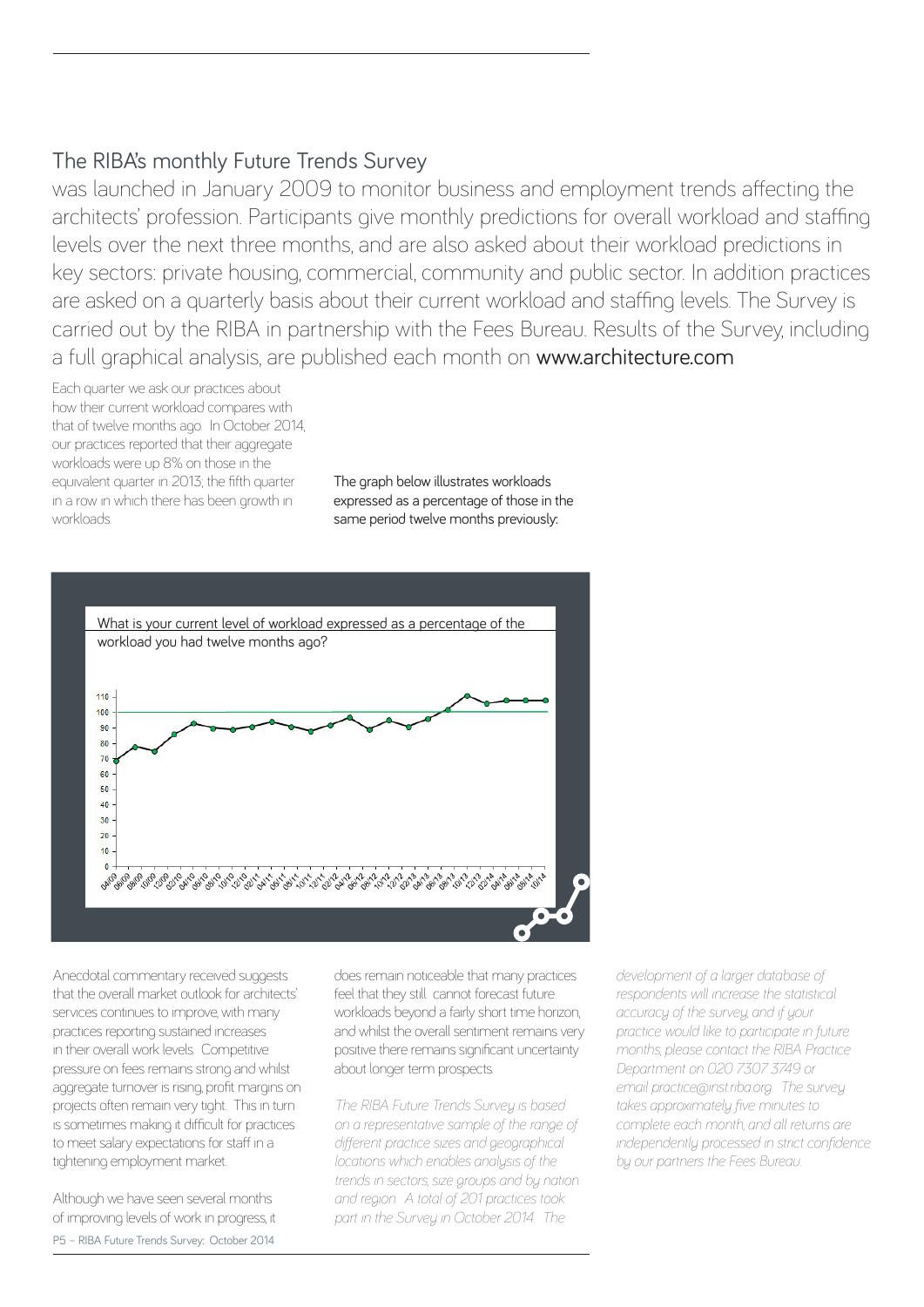## The RIBA's monthly Future Trends Survey

was launched in January 2009 to monitor business and employment trends affecting the architects' profession. Participants give monthly predictions for overall workload and staffing levels over the next three months, and are also asked about their workload predictions in key sectors: private housing, commercial, community and public sector. In addition practices are asked on a quarterly basis about their current workload and staffing levels. The Survey is carried out by the RIBA in partnership with the Fees Bureau. Results of the Survey, including a full graphical analysis, are published each month on **www.architecture.com**

Each quarter we ask our practices about how their current workload compares with that of twelve months ago. In October 2014, our practices reported that their aggregate workloads were up 8% on those in the equivalent quarter in 2013; the fifth quarter in a row in which there has been growth in workloads.

The graph below illustrates workloads expressed as a percentage of those in the same period twelve months previously:

What is your current level of workload expressed as a percentage of the workload you had twelve months ago?

110
100
90
80
70
60
50
40
30
20
10
0

04/09 06/09 08/09 10/09 12/09 02/10 04/10 06/10 08/10 10/10 12/10 02/11 04/11 06/11 08/11 10/11 12/11 02/12 04/12 06/12 08/12 10/12 12/12 02/13 04/13 06/13 08/13 10/13 12/13 02/14 04/14 06/14 08/14 10/14

Anecdotal commentary received suggests that the overall market outlook for architects' services continues to improve, with many practices reporting sustained increases in their overall work levels. Competitive pressure on fees remains strong and whilst aggregate turnover is rising, profit margins on projects often remain very tight. This in turn is sometimes making it difficult for practices to meet salary expectations for staff in a tightening employment market.

Although we have seen several months of improving levels of work in progress, it does remain noticeable that many practices feel that they still cannot forecast future workloads beyond a fairly short time horizon, and whilst the overall sentiment remains very positive there remains significant uncertainty about longer term prospects.

*The RIBA Future Trends Survey is based on a representative sample of the range of different practice sizes and geographical locations which enables analysis of the trends in sectors, size groups and by nation and region. A total of 201 practices took part in the Survey in October 2014. The development of a larger database of respondents will increase the statistical accuracy of the survey, and if your practice would like to participate in future months, please contact the RIBA Practice Department on 020 7307 3749 or email practice@inst.riba.org. The survey takes approximately five minutes to complete each month, and all returns are independently processed in strict confidence by our partners the Fees Bureau.*